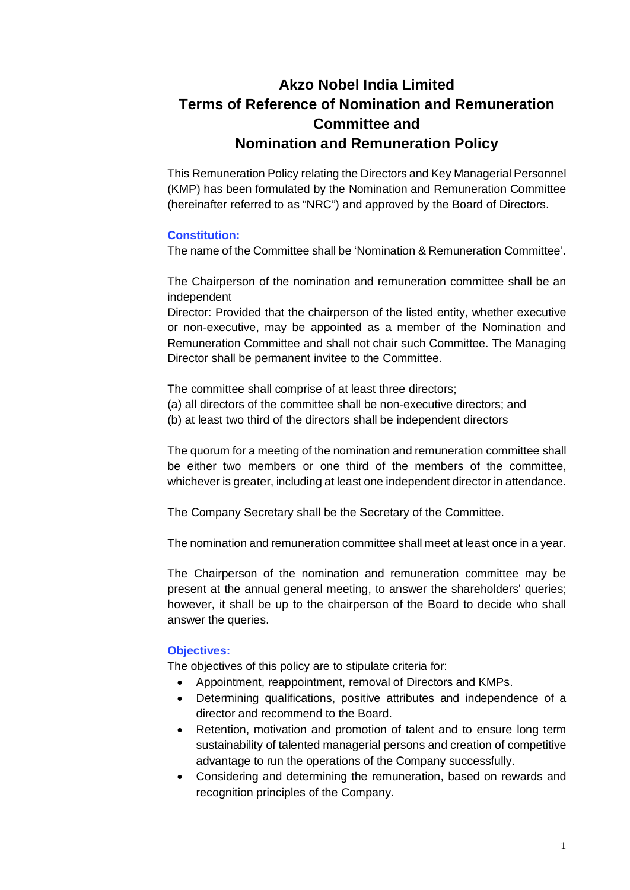# Akzo Nobel India Limited
# Terms of Reference of Nomination and Remuneration Committee and Nomination and Remuneration Policy

This Remuneration Policy relating the Directors and Key Managerial Personnel (KMP) has been formulated by the Nomination and Remuneration Committee (hereinafter referred to as "NRC") and approved by the Board of Directors.

### Constitution:

The name of the Committee shall be 'Nomination & Remuneration Committee'.

The Chairperson of the nomination and remuneration committee shall be an independent
Director: Provided that the chairperson of the listed entity, whether executive or non-executive, may be appointed as a member of the Nomination and Remuneration Committee and shall not chair such Committee. The Managing Director shall be permanent invitee to the Committee.

The committee shall comprise of at least three directors;
(a) all directors of the committee shall be non-executive directors; and
(b) at least two third of the directors shall be independent directors

The quorum for a meeting of the nomination and remuneration committee shall be either two members or one third of the members of the committee, whichever is greater, including at least one independent director in attendance.

The Company Secretary shall be the Secretary of the Committee.

The nomination and remuneration committee shall meet at least once in a year.

The Chairperson of the nomination and remuneration committee may be present at the annual general meeting, to answer the shareholders' queries; however, it shall be up to the chairperson of the Board to decide who shall answer the queries.

### Objectives:

The objectives of this policy are to stipulate criteria for:

- Appointment, reappointment, removal of Directors and KMPs.
- Determining qualifications, positive attributes and independence of a director and recommend to the Board.
- Retention, motivation and promotion of talent and to ensure long term sustainability of talented managerial persons and creation of competitive advantage to run the operations of the Company successfully.
- Considering and determining the remuneration, based on rewards and recognition principles of the Company.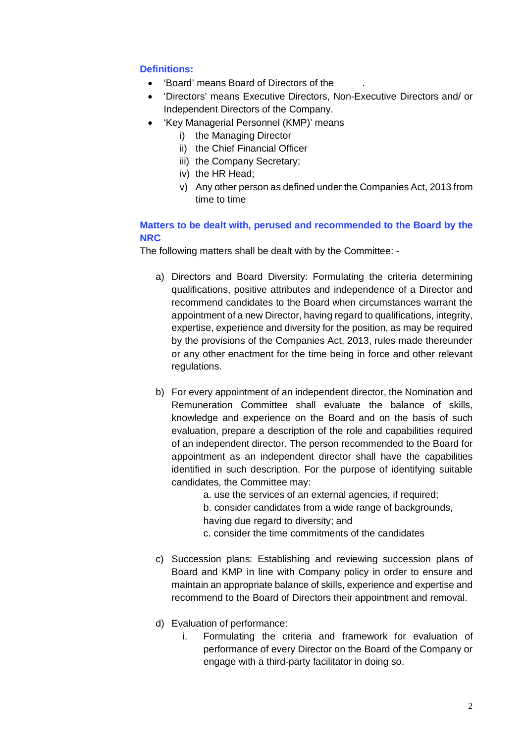**Definitions:**

- 'Board' means Board of Directors of the .
- 'Directors' means Executive Directors, Non-Executive Directors and/ or Independent Directors of the Company.
- 'Key Managerial Personnel (KMP)' means
  - i) the Managing Director
  - ii) the Chief Financial Officer
  - iii) the Company Secretary;
  - iv) the HR Head;
  - v) Any other person as defined under the Companies Act, 2013 from time to time

**Matters to be dealt with, perused and recommended to the Board by the NRC**

The following matters shall be dealt with by the Committee: -

a) Directors and Board Diversity: Formulating the criteria determining qualifications, positive attributes and independence of a Director and recommend candidates to the Board when circumstances warrant the appointment of a new Director, having regard to qualifications, integrity, expertise, experience and diversity for the position, as may be required by the provisions of the Companies Act, 2013, rules made thereunder or any other enactment for the time being in force and other relevant regulations.

b) For every appointment of an independent director, the Nomination and Remuneration Committee shall evaluate the balance of skills, knowledge and experience on the Board and on the basis of such evaluation, prepare a description of the role and capabilities required of an independent director. The person recommended to the Board for appointment as an independent director shall have the capabilities identified in such description. For the purpose of identifying suitable candidates, the Committee may:

   a. use the services of an external agencies, if required;
   b. consider candidates from a wide range of backgrounds, having due regard to diversity; and
   c. consider the time commitments of the candidates

c) Succession plans: Establishing and reviewing succession plans of Board and KMP in line with Company policy in order to ensure and maintain an appropriate balance of skills, experience and expertise and recommend to the Board of Directors their appointment and removal.

d) Evaluation of performance:
   i. Formulating the criteria and framework for evaluation of performance of every Director on the Board of the Company or engage with a third-party facilitator in doing so.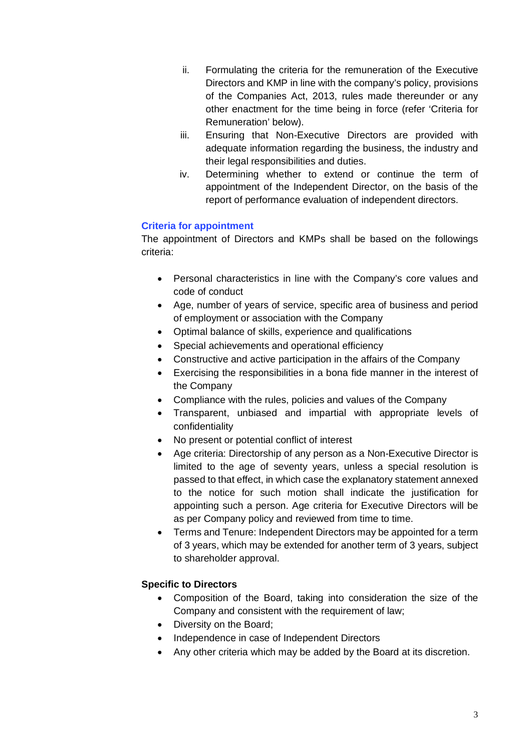ii. Formulating the criteria for the remuneration of the Executive Directors and KMP in line with the company's policy, provisions of the Companies Act, 2013, rules made thereunder or any other enactment for the time being in force (refer 'Criteria for Remuneration' below).

iii. Ensuring that Non-Executive Directors are provided with adequate information regarding the business, the industry and their legal responsibilities and duties.

iv. Determining whether to extend or continue the term of appointment of the Independent Director, on the basis of the report of performance evaluation of independent directors.

### Criteria for appointment

The appointment of Directors and KMPs shall be based on the followings criteria:

- Personal characteristics in line with the Company's core values and code of conduct
- Age, number of years of service, specific area of business and period of employment or association with the Company
- Optimal balance of skills, experience and qualifications
- Special achievements and operational efficiency
- Constructive and active participation in the affairs of the Company
- Exercising the responsibilities in a bona fide manner in the interest of the Company
- Compliance with the rules, policies and values of the Company
- Transparent, unbiased and impartial with appropriate levels of confidentiality
- No present or potential conflict of interest
- Age criteria: Directorship of any person as a Non-Executive Director is limited to the age of seventy years, unless a special resolution is passed to that effect, in which case the explanatory statement annexed to the notice for such motion shall indicate the justification for appointing such a person. Age criteria for Executive Directors will be as per Company policy and reviewed from time to time.
- Terms and Tenure: Independent Directors may be appointed for a term of 3 years, which may be extended for another term of 3 years, subject to shareholder approval.

**Specific to Directors**

- Composition of the Board, taking into consideration the size of the Company and consistent with the requirement of law;
- Diversity on the Board;
- Independence in case of Independent Directors
- Any other criteria which may be added by the Board at its discretion.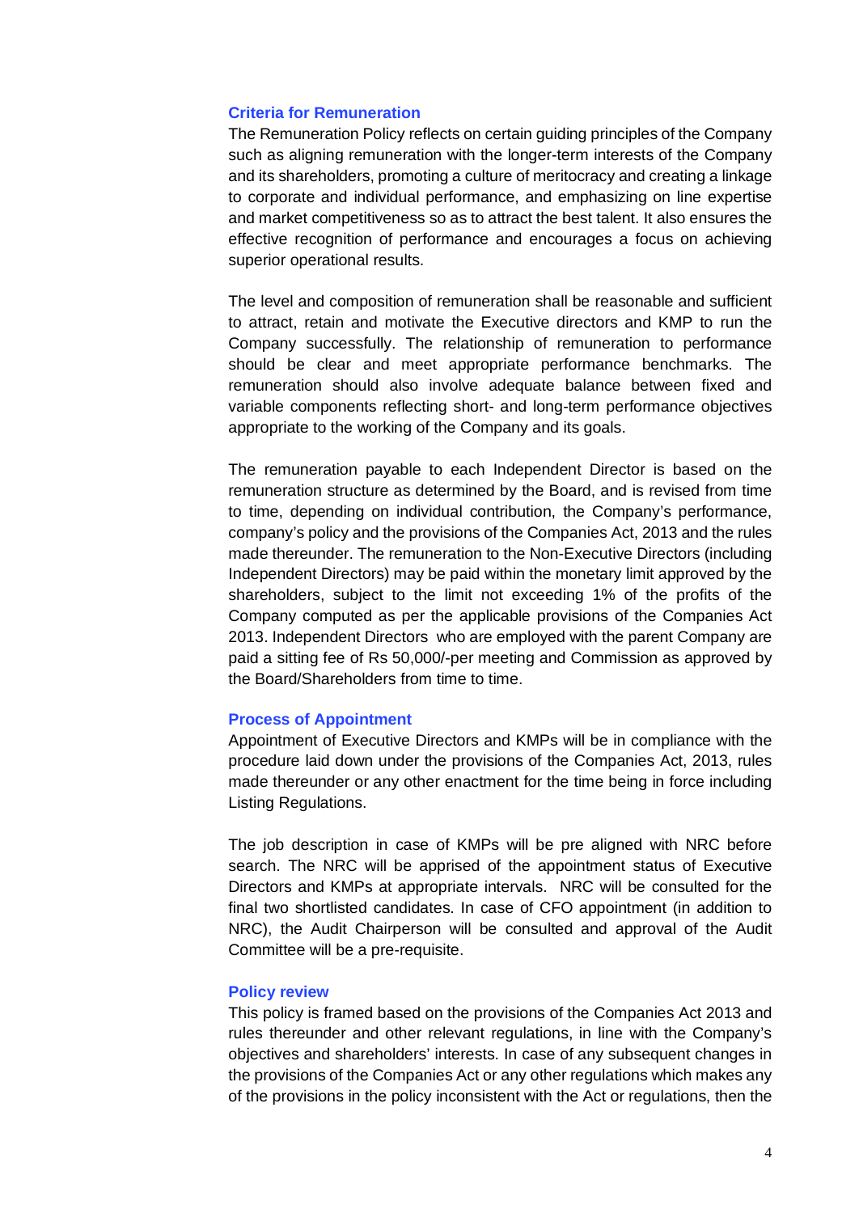### Criteria for Remuneration

The Remuneration Policy reflects on certain guiding principles of the Company such as aligning remuneration with the longer-term interests of the Company and its shareholders, promoting a culture of meritocracy and creating a linkage to corporate and individual performance, and emphasizing on line expertise and market competitiveness so as to attract the best talent. It also ensures the effective recognition of performance and encourages a focus on achieving superior operational results.

The level and composition of remuneration shall be reasonable and sufficient to attract, retain and motivate the Executive directors and KMP to run the Company successfully. The relationship of remuneration to performance should be clear and meet appropriate performance benchmarks. The remuneration should also involve adequate balance between fixed and variable components reflecting short- and long-term performance objectives appropriate to the working of the Company and its goals.

The remuneration payable to each Independent Director is based on the remuneration structure as determined by the Board, and is revised from time to time, depending on individual contribution, the Company's performance, company's policy and the provisions of the Companies Act, 2013 and the rules made thereunder. The remuneration to the Non-Executive Directors (including Independent Directors) may be paid within the monetary limit approved by the shareholders, subject to the limit not exceeding 1% of the profits of the Company computed as per the applicable provisions of the Companies Act 2013. Independent Directors who are employed with the parent Company are paid a sitting fee of Rs 50,000/-per meeting and Commission as approved by the Board/Shareholders from time to time.

### Process of Appointment

Appointment of Executive Directors and KMPs will be in compliance with the procedure laid down under the provisions of the Companies Act, 2013, rules made thereunder or any other enactment for the time being in force including Listing Regulations.

The job description in case of KMPs will be pre aligned with NRC before search. The NRC will be apprised of the appointment status of Executive Directors and KMPs at appropriate intervals. NRC will be consulted for the final two shortlisted candidates. In case of CFO appointment (in addition to NRC), the Audit Chairperson will be consulted and approval of the Audit Committee will be a pre-requisite.

### Policy review

This policy is framed based on the provisions of the Companies Act 2013 and rules thereunder and other relevant regulations, in line with the Company's objectives and shareholders' interests. In case of any subsequent changes in the provisions of the Companies Act or any other regulations which makes any of the provisions in the policy inconsistent with the Act or regulations, then the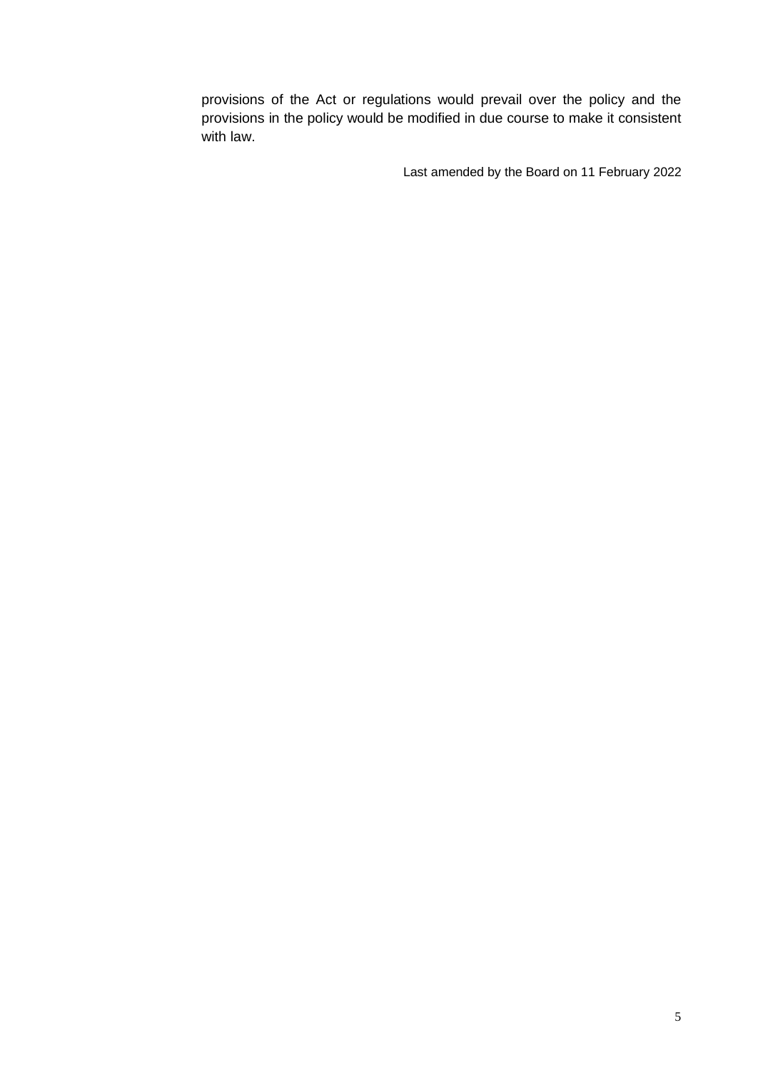provisions of the Act or regulations would prevail over the policy and the provisions in the policy would be modified in due course to make it consistent with law.

Last amended by the Board on 11 February 2022